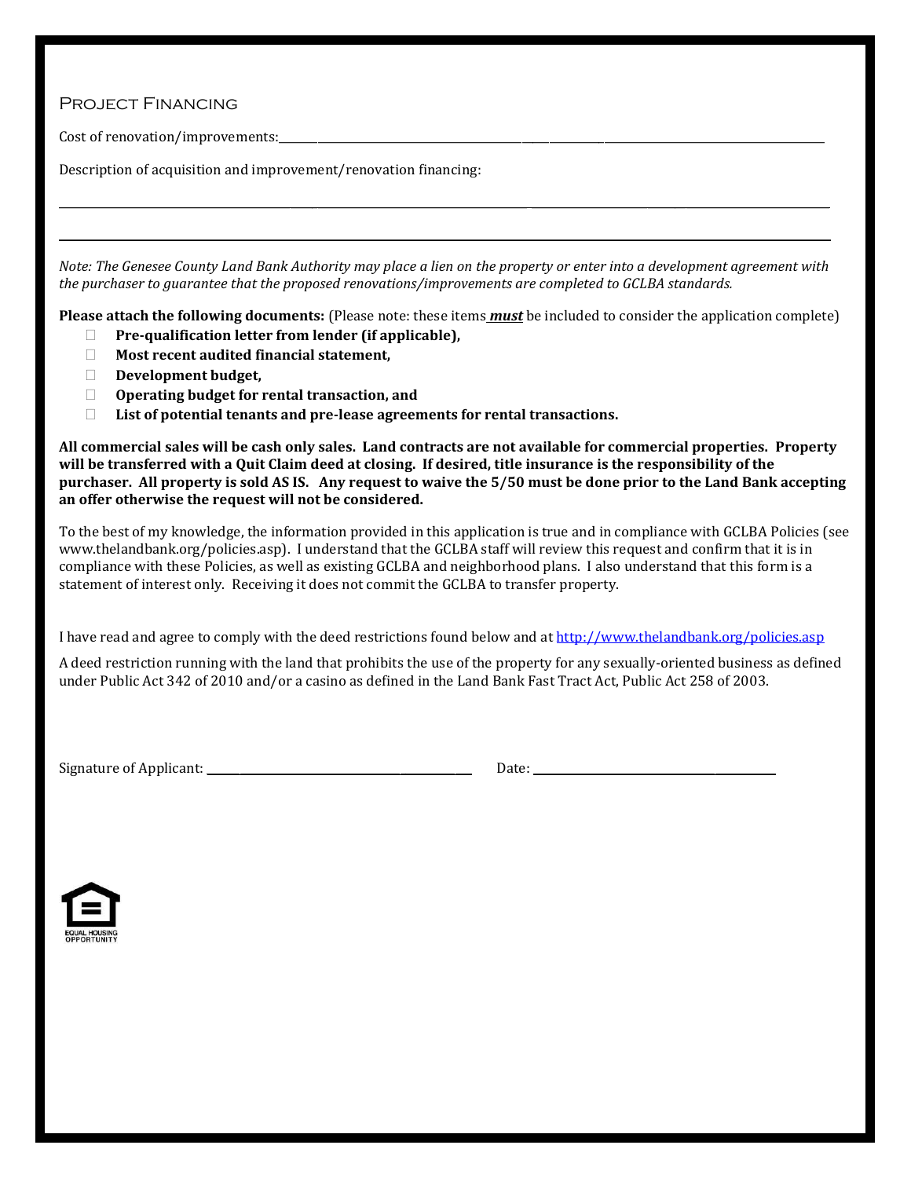## Project Financing

Cost of renovation/improvements:\_\_\_\_\_\_\_\_\_\_\_\_\_\_\_\_\_\_\_\_\_\_\_\_\_\_\_\_\_\_\_\_\_\_\_\_\_\_\_\_\_\_\_\_\_\_\_\_\_\_\_\_\_\_\_\_\_\_\_\_\_\_\_\_

Description of acquisition and improvement/renovation financing:

\_\_\_\_\_\_\_\_\_\_\_\_\_\_\_\_\_\_\_\_\_\_\_\_\_\_\_\_\_\_\_\_\_\_\_\_\_\_\_\_\_\_\_\_\_\_\_\_\_\_\_\_\_\_\_\_\_\_\_\_\_\_\_\_\_\_\_\_\_\_\_\_\_\_\_\_\_\_\_\_\_\_\_\_\_\_\_\_\_\_\_\_\_\_

\_\_\_\_\_\_\_\_\_\_\_\_\_\_\_\_\_\_\_\_\_\_\_\_\_\_\_\_\_\_\_\_\_\_\_\_\_\_\_\_\_\_\_\_\_\_\_\_\_\_\_\_\_\_\_\_\_\_\_\_\_\_\_\_\_\_\_\_\_\_\_\_\_\_\_\_\_\_\_\_\_\_\_\_\_\_\_\_\_\_\_\_\_\_

*Note: The Genesee County Land Bank Authority may place a lien on the property or enter into a development agreement with the purchaser to guarantee that the proposed renovations/improvements are completed to GCLBA standards.*

**Please attach the following documents:** (Please note: these items ***must*** be included to consider the application complete)

- ☐ **Pre-qualification letter from lender (if applicable),**
- ☐ **Most recent audited financial statement,**
- ☐ **Development budget,**
- ☐ **Operating budget for rental transaction, and**
- ☐ **List of potential tenants and pre-lease agreements for rental transactions.**

**All commercial sales will be cash only sales. Land contracts are not available for commercial properties. Property will be transferred with a Quit Claim deed at closing. If desired, title insurance is the responsibility of the purchaser. All property is sold AS IS. Any request to waive the 5/50 must be done prior to the Land Bank accepting an offer otherwise the request will not be considered.**

To the best of my knowledge, the information provided in this application is true and in compliance with GCLBA Policies (see www.thelandbank.org/policies.asp). I understand that the GCLBA staff will review this request and confirm that it is in compliance with these Policies, as well as existing GCLBA and neighborhood plans. I also understand that this form is a statement of interest only. Receiving it does not commit the GCLBA to transfer property.

I have read and agree to comply with the deed restrictions found below and at http://www.thelandbank.org/policies.asp

A deed restriction running with the land that prohibits the use of the property for any sexually-oriented business as defined under Public Act 342 of 2010 and/or a casino as defined in the Land Bank Fast Tract Act, Public Act 258 of 2003.

Signature of Applicant: \_\_\_\_\_\_\_\_\_\_\_\_\_\_\_\_\_\_\_\_\_\_\_\_\_\_\_\_\_\_ Date: \_\_\_\_\_\_\_\_\_\_\_\_\_\_\_\_\_\_\_\_\_\_\_\_\_\_\_\_

EQUAL HOUSING OPPORTUNITY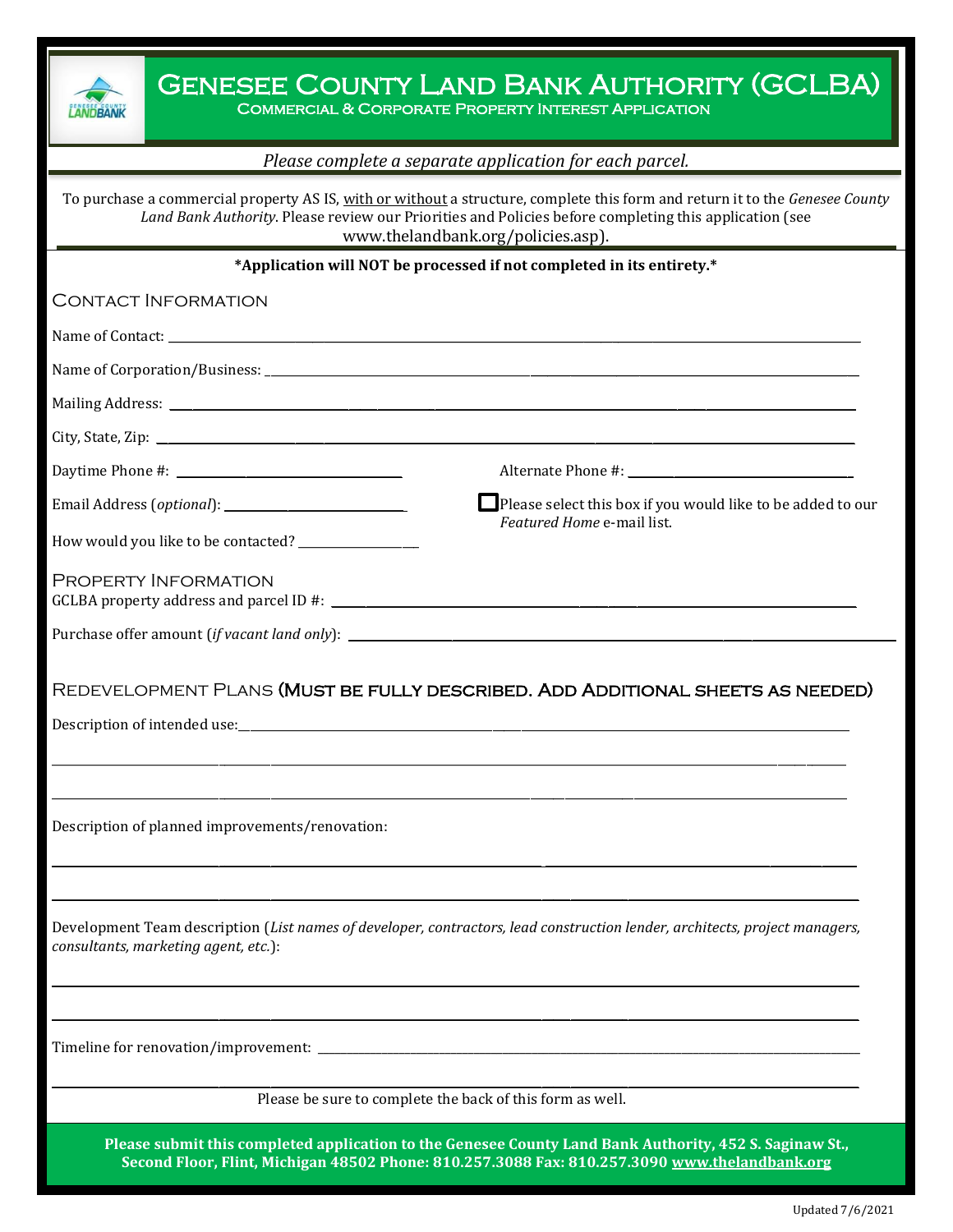# Genesee County Land Bank Authority (GCLBA)

## Commercial & Corporate Property Interest Application

*Please complete a separate application for each parcel.*

To purchase a commercial property AS IS, with or without a structure, complete this form and return it to the *Genesee County Land Bank Authority*. Please review our Priorities and Policies before completing this application (see www.thelandbank.org/policies.asp).

**\*Application will NOT be processed if not completed in its entirety.\***

### Contact Information

Name of Contact: ____________________

Name of Corporation/Business: ____________________

Mailing Address: ____________________

City, State, Zip: ____________________

Daytime Phone #: ____________________ Alternate Phone #: ____________________

Email Address (*optional*): ____________________

☐ Please select this box if you would like to be added to our *Featured Home* e-mail list.

How would you like to be contacted? ____________________

### Property Information

GCLBA property address and parcel ID #: ____________________

Purchase offer amount (*if vacant land only*): ____________________

### Redevelopment Plans (Must be fully described. Add additional sheets as needed)

Description of intended use: ____________________

____________________

____________________

Description of planned improvements/renovation:

____________________

____________________

Development Team description (*List names of developer, contractors, lead construction lender, architects, project managers, consultants, marketing agent, etc.*):

____________________

____________________

Timeline for renovation/improvement: ____________________

____________________

Please be sure to complete the back of this form as well.

**Please submit this completed application to the Genesee County Land Bank Authority, 452 S. Saginaw St., Second Floor, Flint, Michigan 48502 Phone: 810.257.3088 Fax: 810.257.3090 www.thelandbank.org**

Updated 7/6/2021